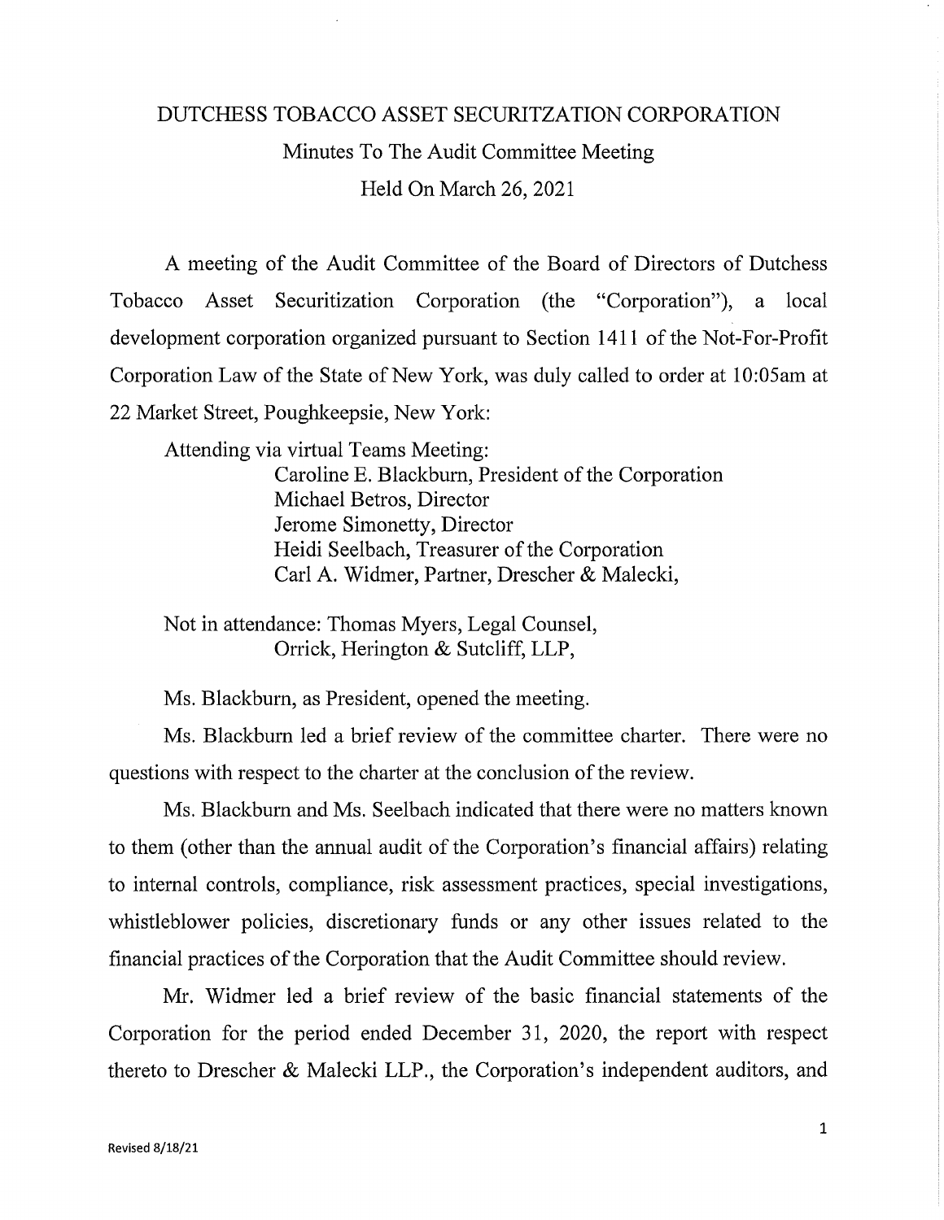# DUTCHESS TOBACCO ASSET SECURITZATION CORPORATION

## Minutes To The Audit Committee Meeting

## Held On March 26, 2021

A meeting of the Audit Committee of the Board of Directors of Dutchess Tobacco Asset Securitization Corporation (the "Corporation"), a local development corporation organized pursuant to Section 1411 of the Not-For-Profit Corporation Law of the State of New York, was duly called to order at 10:05am at 22 Market Street, Poughkeepsie, New York:

Attending via virtual Teams Meeting:
Caroline E. Blackburn, President of the Corporation
Michael Betros, Director
Jerome Simonetty, Director
Heidi Seelbach, Treasurer of the Corporation
Carl A. Widmer, Partner, Drescher & Malecki,

Not in attendance: Thomas Myers, Legal Counsel,
Orrick, Herington & Sutcliff, LLP,

Ms. Blackburn, as President, opened the meeting.

Ms. Blackburn led a brief review of the committee charter. There were no questions with respect to the charter at the conclusion of the review.

Ms. Blackburn and Ms. Seelbach indicated that there were no matters known to them (other than the annual audit of the Corporation's financial affairs) relating to internal controls, compliance, risk assessment practices, special investigations, whistleblower policies, discretionary funds or any other issues related to the financial practices of the Corporation that the Audit Committee should review.

Mr. Widmer led a brief review of the basic financial statements of the Corporation for the period ended December 31, 2020, the report with respect thereto to Drescher & Malecki LLP., the Corporation's independent auditors, and

Revised 8/18/21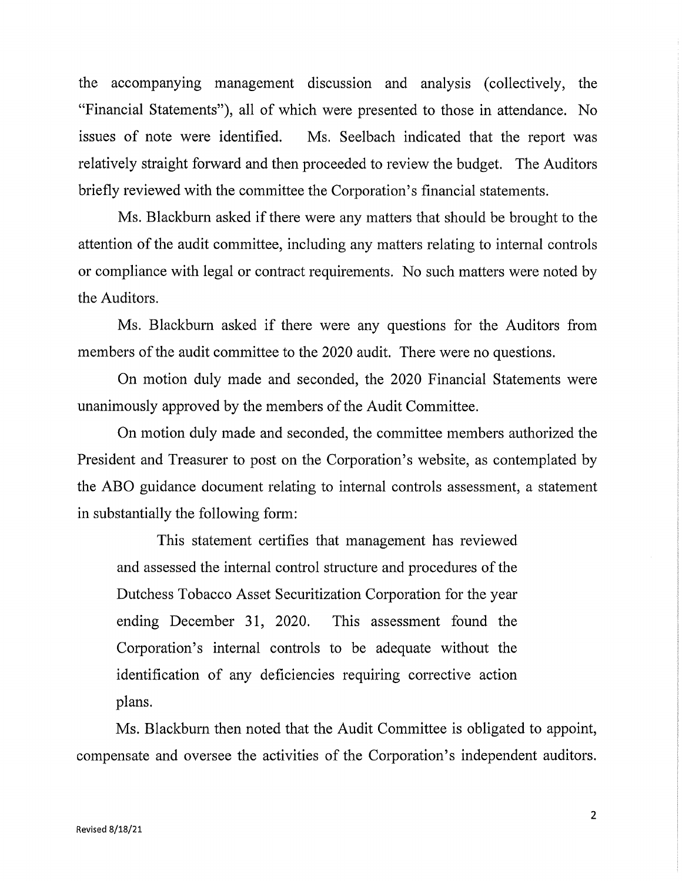the accompanying management discussion and analysis (collectively, the "Financial Statements"), all of which were presented to those in attendance. No issues of note were identified. Ms. Seelbach indicated that the report was relatively straight forward and then proceeded to review the budget. The Auditors briefly reviewed with the committee the Corporation's financial statements.

Ms. Blackburn asked if there were any matters that should be brought to the attention of the audit committee, including any matters relating to internal controls or compliance with legal or contract requirements. No such matters were noted by the Auditors.

Ms. Blackburn asked if there were any questions for the Auditors from members of the audit committee to the 2020 audit. There were no questions.

On motion duly made and seconded, the 2020 Financial Statements were unanimously approved by the members of the Audit Committee.

On motion duly made and seconded, the committee members authorized the President and Treasurer to post on the Corporation's website, as contemplated by the ABO guidance document relating to internal controls assessment, a statement in substantially the following form:

> This statement certifies that management has reviewed and assessed the internal control structure and procedures of the Dutchess Tobacco Asset Securitization Corporation for the year ending December 31, 2020. This assessment found the Corporation's internal controls to be adequate without the identification of any deficiencies requiring corrective action plans.

Ms. Blackburn then noted that the Audit Committee is obligated to appoint, compensate and oversee the activities of the Corporation's independent auditors.

Revised 8/18/21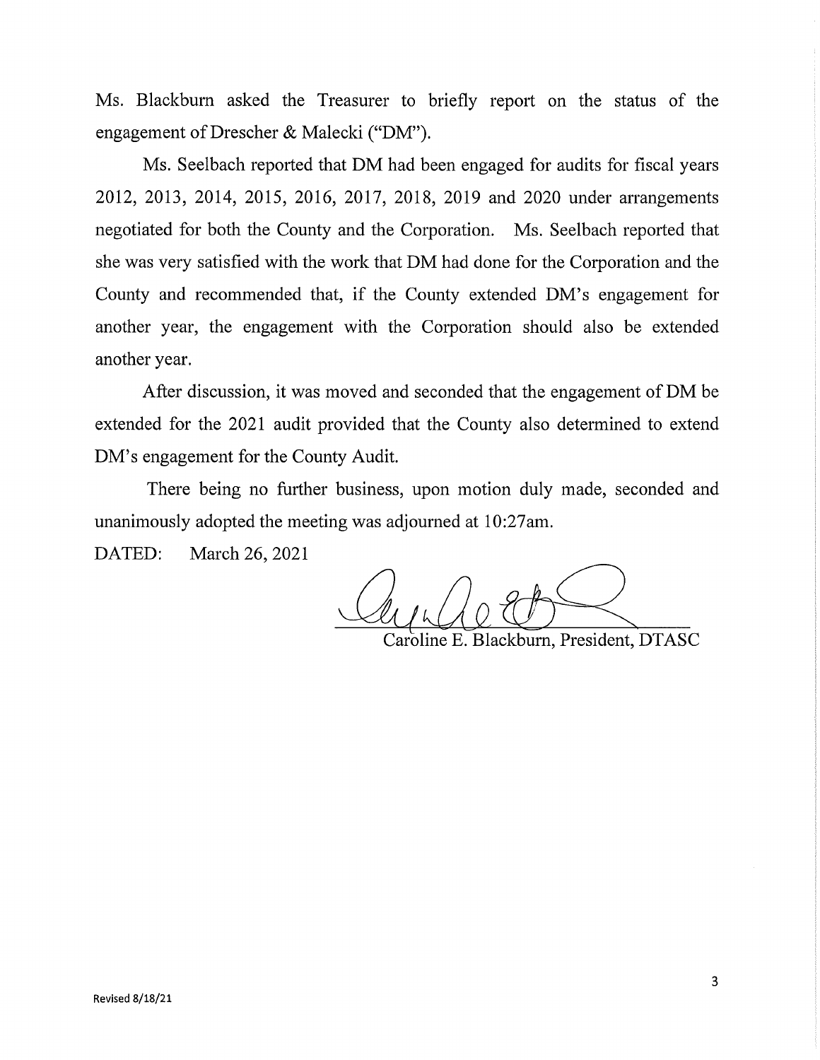Ms. Blackburn asked the Treasurer to briefly report on the status of the engagement of Drescher & Malecki ("DM").

Ms. Seelbach reported that DM had been engaged for audits for fiscal years 2012, 2013, 2014, 2015, 2016, 2017, 2018, 2019 and 2020 under arrangements negotiated for both the County and the Corporation. Ms. Seelbach reported that she was very satisfied with the work that DM had done for the Corporation and the County and recommended that, if the County extended DM's engagement for another year, the engagement with the Corporation should also be extended another year.

After discussion, it was moved and seconded that the engagement of DM be extended for the 2021 audit provided that the County also determined to extend DM's engagement for the County Audit.

There being no further business, upon motion duly made, seconded and unanimously adopted the meeting was adjourned at 10:27am.

DATED: March 26, 2021

Caroline E. Blackburn, President, DTASC

Revised 8/18/21